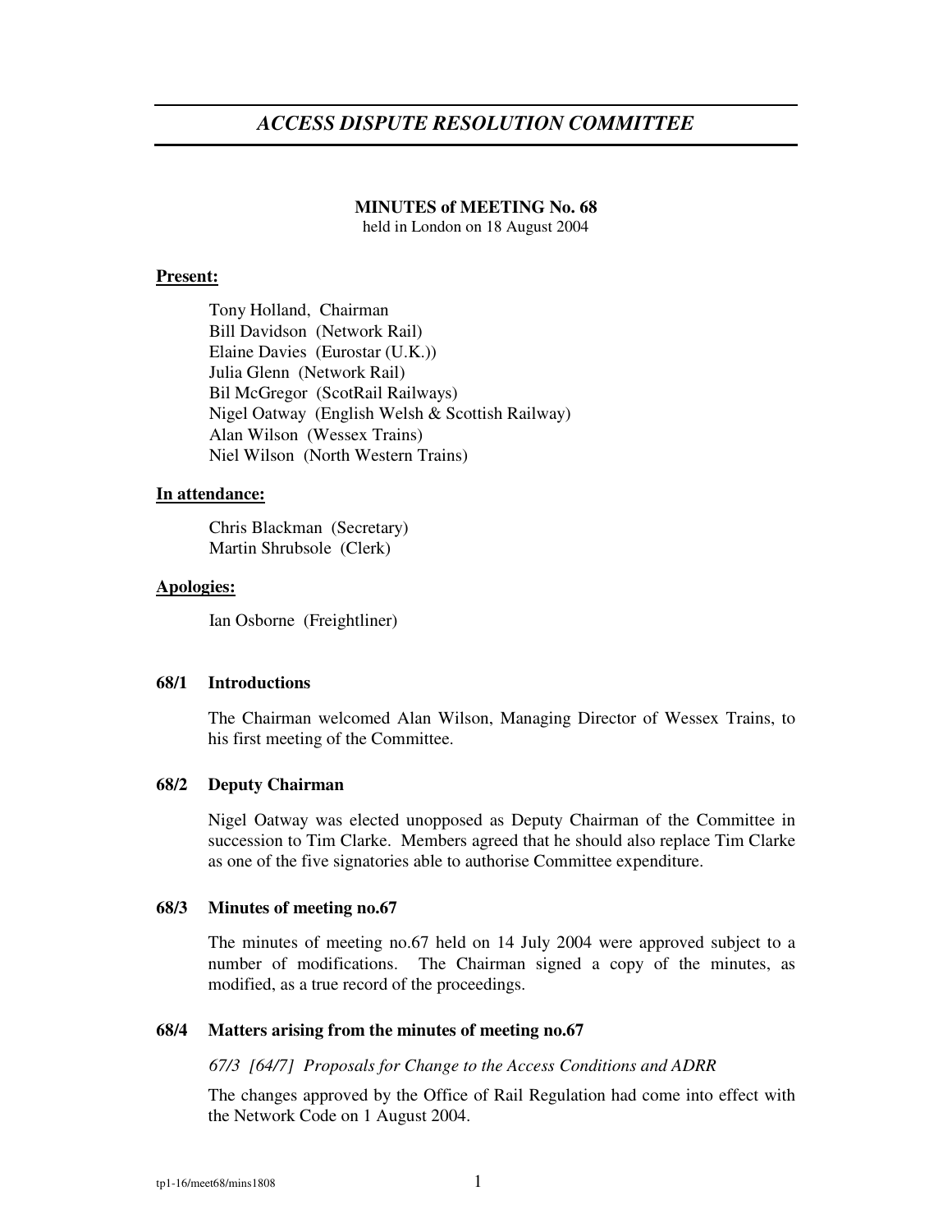# *ACCESS DISPUTE RESOLUTION COMMITTEE*

**MINUTES of MEETING No. 68**
held in London on 18 August 2004

**Present:**

Tony Holland, Chairman
Bill Davidson (Network Rail)
Elaine Davies (Eurostar (U.K.))
Julia Glenn (Network Rail)
Bil McGregor (ScotRail Railways)
Nigel Oatway (English Welsh & Scottish Railway)
Alan Wilson (Wessex Trains)
Niel Wilson (North Western Trains)

**In attendance:**

Chris Blackman (Secretary)
Martin Shrubsole (Clerk)

**Apologies:**

Ian Osborne (Freightliner)

## 68/1 Introductions

The Chairman welcomed Alan Wilson, Managing Director of Wessex Trains, to his first meeting of the Committee.

## 68/2 Deputy Chairman

Nigel Oatway was elected unopposed as Deputy Chairman of the Committee in succession to Tim Clarke. Members agreed that he should also replace Tim Clarke as one of the five signatories able to authorise Committee expenditure.

## 68/3 Minutes of meeting no.67

The minutes of meeting no.67 held on 14 July 2004 were approved subject to a number of modifications. The Chairman signed a copy of the minutes, as modified, as a true record of the proceedings.

## 68/4 Matters arising from the minutes of meeting no.67

*67/3 [64/7] Proposals for Change to the Access Conditions and ADRR*

The changes approved by the Office of Rail Regulation had come into effect with the Network Code on 1 August 2004.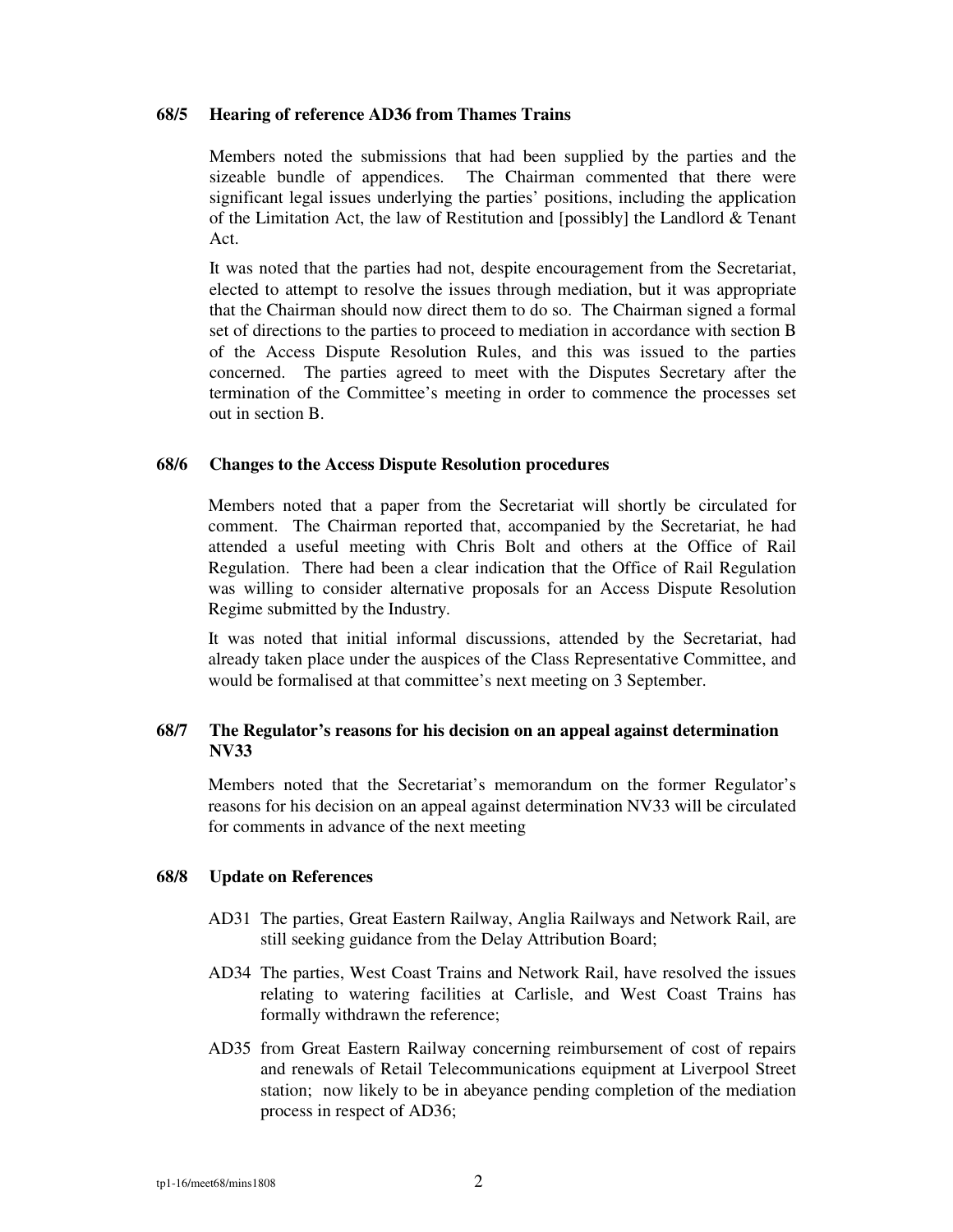**68/5 Hearing of reference AD36 from Thames Trains**

Members noted the submissions that had been supplied by the parties and the sizeable bundle of appendices. The Chairman commented that there were significant legal issues underlying the parties' positions, including the application of the Limitation Act, the law of Restitution and [possibly] the Landlord & Tenant Act.

It was noted that the parties had not, despite encouragement from the Secretariat, elected to attempt to resolve the issues through mediation, but it was appropriate that the Chairman should now direct them to do so. The Chairman signed a formal set of directions to the parties to proceed to mediation in accordance with section B of the Access Dispute Resolution Rules, and this was issued to the parties concerned. The parties agreed to meet with the Disputes Secretary after the termination of the Committee's meeting in order to commence the processes set out in section B.

**68/6 Changes to the Access Dispute Resolution procedures**

Members noted that a paper from the Secretariat will shortly be circulated for comment. The Chairman reported that, accompanied by the Secretariat, he had attended a useful meeting with Chris Bolt and others at the Office of Rail Regulation. There had been a clear indication that the Office of Rail Regulation was willing to consider alternative proposals for an Access Dispute Resolution Regime submitted by the Industry.

It was noted that initial informal discussions, attended by the Secretariat, had already taken place under the auspices of the Class Representative Committee, and would be formalised at that committee's next meeting on 3 September.

**68/7 The Regulator's reasons for his decision on an appeal against determination NV33**

Members noted that the Secretariat's memorandum on the former Regulator's reasons for his decision on an appeal against determination NV33 will be circulated for comments in advance of the next meeting

**68/8 Update on References**

AD31 The parties, Great Eastern Railway, Anglia Railways and Network Rail, are still seeking guidance from the Delay Attribution Board;

AD34 The parties, West Coast Trains and Network Rail, have resolved the issues relating to watering facilities at Carlisle, and West Coast Trains has formally withdrawn the reference;

AD35 from Great Eastern Railway concerning reimbursement of cost of repairs and renewals of Retail Telecommunications equipment at Liverpool Street station; now likely to be in abeyance pending completion of the mediation process in respect of AD36;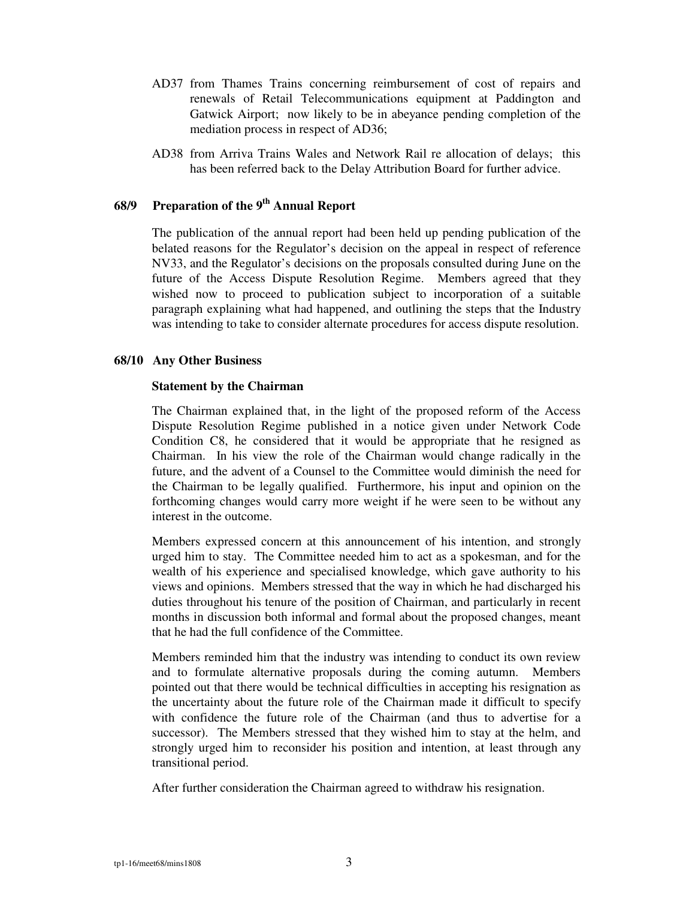AD37 from Thames Trains concerning reimbursement of cost of repairs and renewals of Retail Telecommunications equipment at Paddington and Gatwick Airport; now likely to be in abeyance pending completion of the mediation process in respect of AD36;

AD38 from Arriva Trains Wales and Network Rail re allocation of delays; this has been referred back to the Delay Attribution Board for further advice.

## 68/9 Preparation of the 9th Annual Report

The publication of the annual report had been held up pending publication of the belated reasons for the Regulator's decision on the appeal in respect of reference NV33, and the Regulator's decisions on the proposals consulted during June on the future of the Access Dispute Resolution Regime. Members agreed that they wished now to proceed to publication subject to incorporation of a suitable paragraph explaining what had happened, and outlining the steps that the Industry was intending to take to consider alternate procedures for access dispute resolution.

## 68/10 Any Other Business

**Statement by the Chairman**

The Chairman explained that, in the light of the proposed reform of the Access Dispute Resolution Regime published in a notice given under Network Code Condition C8, he considered that it would be appropriate that he resigned as Chairman. In his view the role of the Chairman would change radically in the future, and the advent of a Counsel to the Committee would diminish the need for the Chairman to be legally qualified. Furthermore, his input and opinion on the forthcoming changes would carry more weight if he were seen to be without any interest in the outcome.

Members expressed concern at this announcement of his intention, and strongly urged him to stay. The Committee needed him to act as a spokesman, and for the wealth of his experience and specialised knowledge, which gave authority to his views and opinions. Members stressed that the way in which he had discharged his duties throughout his tenure of the position of Chairman, and particularly in recent months in discussion both informal and formal about the proposed changes, meant that he had the full confidence of the Committee.

Members reminded him that the industry was intending to conduct its own review and to formulate alternative proposals during the coming autumn. Members pointed out that there would be technical difficulties in accepting his resignation as the uncertainty about the future role of the Chairman made it difficult to specify with confidence the future role of the Chairman (and thus to advertise for a successor). The Members stressed that they wished him to stay at the helm, and strongly urged him to reconsider his position and intention, at least through any transitional period.

After further consideration the Chairman agreed to withdraw his resignation.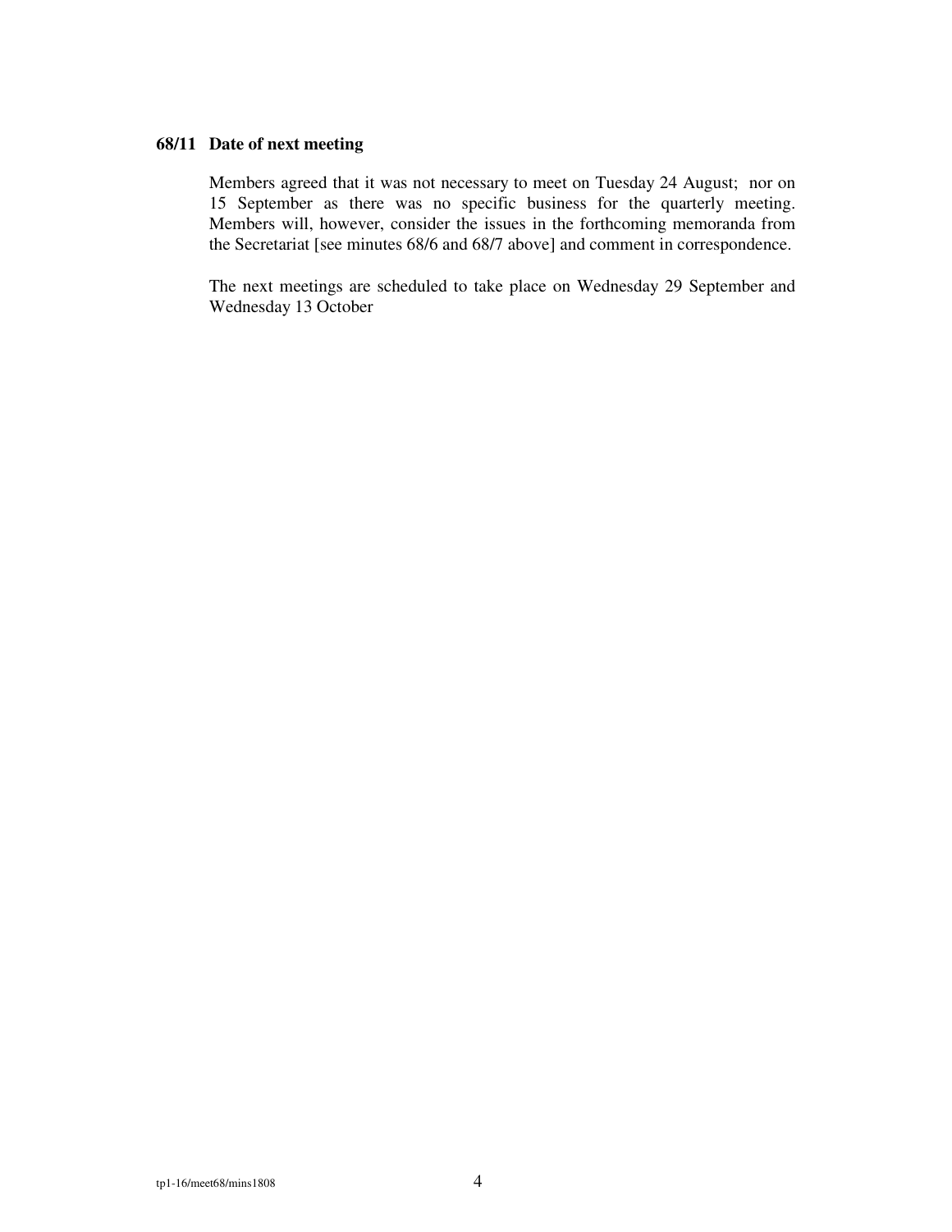**68/11 Date of next meeting**

Members agreed that it was not necessary to meet on Tuesday 24 August; nor on 15 September as there was no specific business for the quarterly meeting. Members will, however, consider the issues in the forthcoming memoranda from the Secretariat [see minutes 68/6 and 68/7 above] and comment in correspondence.

The next meetings are scheduled to take place on Wednesday 29 September and Wednesday 13 October